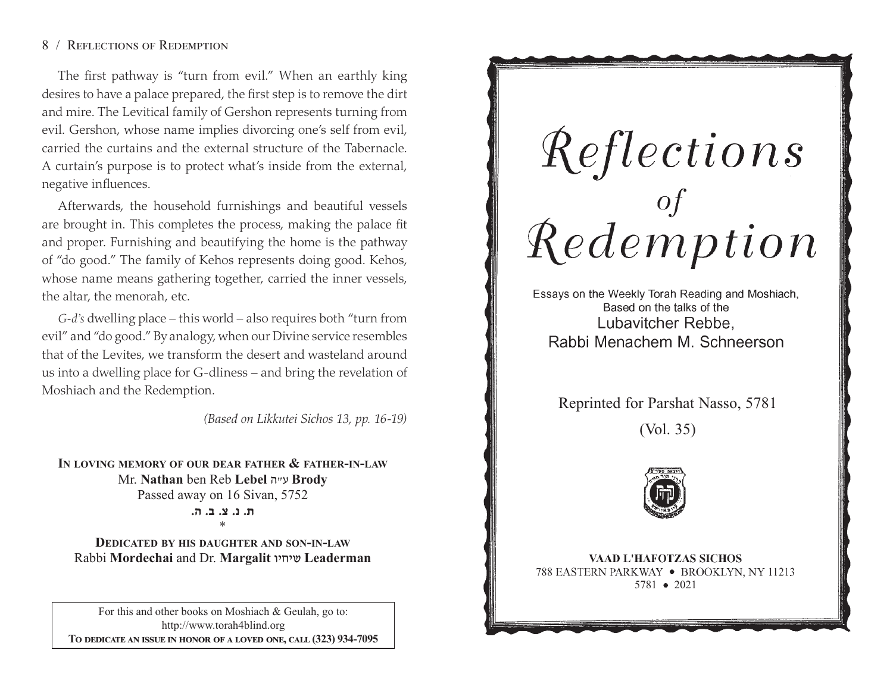The first pathway is "turn from evil." When an earthly king desires to have a palace prepared, the first step is to remove the dirt and mire. The Levitical family of Gershon represents turning from evil. Gershon, whose name implies divorcing one's self from evil, carried the curtains and the external structure of the Tabernacle. A curtain's purpose is to protect what's inside from the external, negative influences.

Afterwards, the household furnishings and beautiful vessels are brought in. This completes the process, making the palace fit and proper. Furnishing and beautifying the home is the pathway of "do good." The family of Kehos represents doing good. Kehos, whose name means gathering together, carried the inner vessels, the altar, the menorah, etc.

*G-d's* dwelling place – this world – also requires both "turn from evil" and "do good." By analogy, when our Divine service resembles that of the Levites, we transform the desert and wasteland around us into a dwelling place for G-dliness – and bring the revelation of Moshiach and the Redemption.

*(Based on Likkutei Sichos 13, pp. 16-19)*

**In loving memory of our dear father & father-in-law**
Mr. **Nathan** ben Reb **Lebel** ע"ה **Brody**
Passed away on 16 Sivan, 5752
**ת. נ. צ. ב. ה.**

*

**Dedicated by his daughter and son-in-law**
Rabbi **Mordechai** and Dr. **Margalit** שיחיו **Leaderman**

For this and other books on Moshiach & Geulah, go to:
http://www.torah4blind.org
**To dedicate an issue in honor of a loved one, call (323) 934-7095**

# Reflections of Redemption

Essays on the Weekly Torah Reading and Moshiach,
Based on the talks of the
Lubavitcher Rebbe,
Rabbi Menachem M. Schneerson

Reprinted for Parshat Nasso, 5781

(Vol. 35)

**VAAD L'HAFOTZAS SICHOS**
788 EASTERN PARKWAY • BROOKLYN, NY 11213
5781 • 2021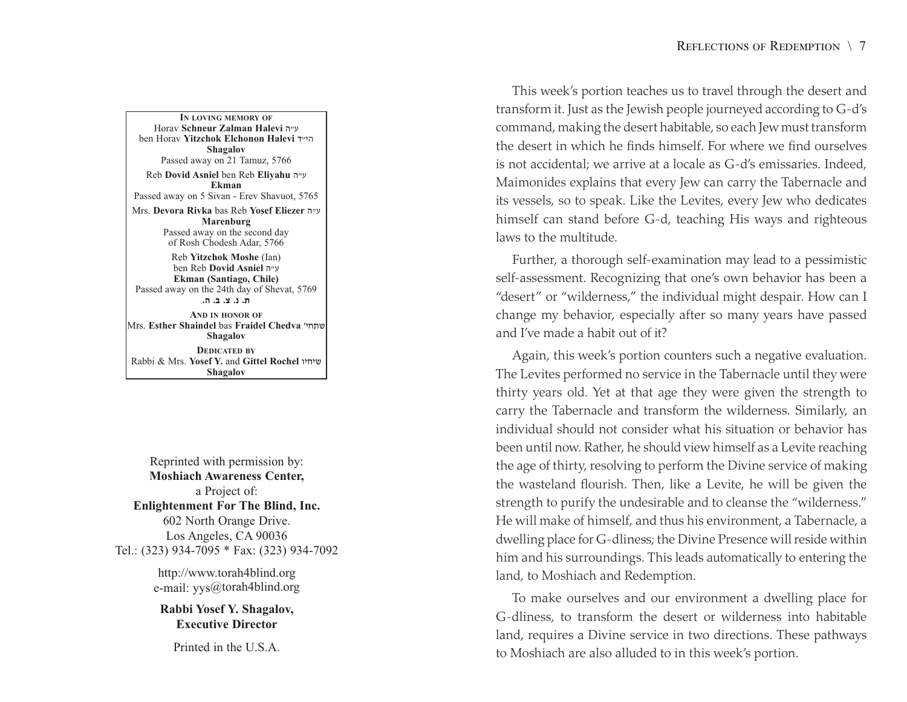**IN LOVING MEMORY OF**
Horav **Schneur Zalman Halevi** ע״ה
ben Horav **Yitzchok Elchonon Halevi** הי״ד
**Shagalov**
Passed away on 21 Tamuz, 5766

Reb **Dovid Asniel** ben Reb **Eliyahu** ע״ה
**Ekman**
Passed away on 5 Sivan - Erev Shavuot, 5765

Mrs. **Devora Rivka** bas Reb **Yosef Eliezer** ע״ה
**Marenburg**
Passed away on the second day
of Rosh Chodesh Adar, 5766

Reb **Yitzchok Moshe** (Ian)
ben Reb **Dovid Asniel** ע״ה
**Ekman (Santiago, Chile)**
Passed away on the 24th day of Shevat, 5769
**ת. נ. צ. ב. ה.**

**AND IN HONOR OF**
Mrs. **Esther Shaindel** bas **Fraidel Chedva** שתחי'
**Shagalov**

**DEDICATED BY**
Rabbi & Mrs. **Yosef Y.** and **Gittel Rochel** שיחיו
**Shagalov**

Reprinted with permission by:
**Moshiach Awareness Center,**
a Project of:
**Enlightenment For The Blind, Inc.**
602 North Orange Drive.
Los Angeles, CA 90036
Tel.: (323) 934-7095 * Fax: (323) 934-7092

http://www.torah4blind.org
e-mail: yys@torah4blind.org

**Rabbi Yosef Y. Shagalov,**
**Executive Director**

Printed in the U.S.A.

This week's portion teaches us to travel through the desert and transform it. Just as the Jewish people journeyed according to G-d's command, making the desert habitable, so each Jew must transform the desert in which he finds himself. For where we find ourselves is not accidental; we arrive at a locale as G-d's emissaries. Indeed, Maimonides explains that every Jew can carry the Tabernacle and its vessels, so to speak. Like the Levites, every Jew who dedicates himself can stand before G-d, teaching His ways and righteous laws to the multitude.

Further, a thorough self-examination may lead to a pessimistic self-assessment. Recognizing that one's own behavior has been a "desert" or "wilderness," the individual might despair. How can I change my behavior, especially after so many years have passed and I've made a habit out of it?

Again, this week's portion counters such a negative evaluation. The Levites performed no service in the Tabernacle until they were thirty years old. Yet at that age they were given the strength to carry the Tabernacle and transform the wilderness. Similarly, an individual should not consider what his situation or behavior has been until now. Rather, he should view himself as a Levite reaching the age of thirty, resolving to perform the Divine service of making the wasteland flourish. Then, like a Levite, he will be given the strength to purify the undesirable and to cleanse the "wilderness." He will make of himself, and thus his environment, a Tabernacle, a dwelling place for G-dliness; the Divine Presence will reside within him and his surroundings. This leads automatically to entering the land, to Moshiach and Redemption.

To make ourselves and our environment a dwelling place for G-dliness, to transform the desert or wilderness into habitable land, requires a Divine service in two directions. These pathways to Moshiach are also alluded to in this week's portion.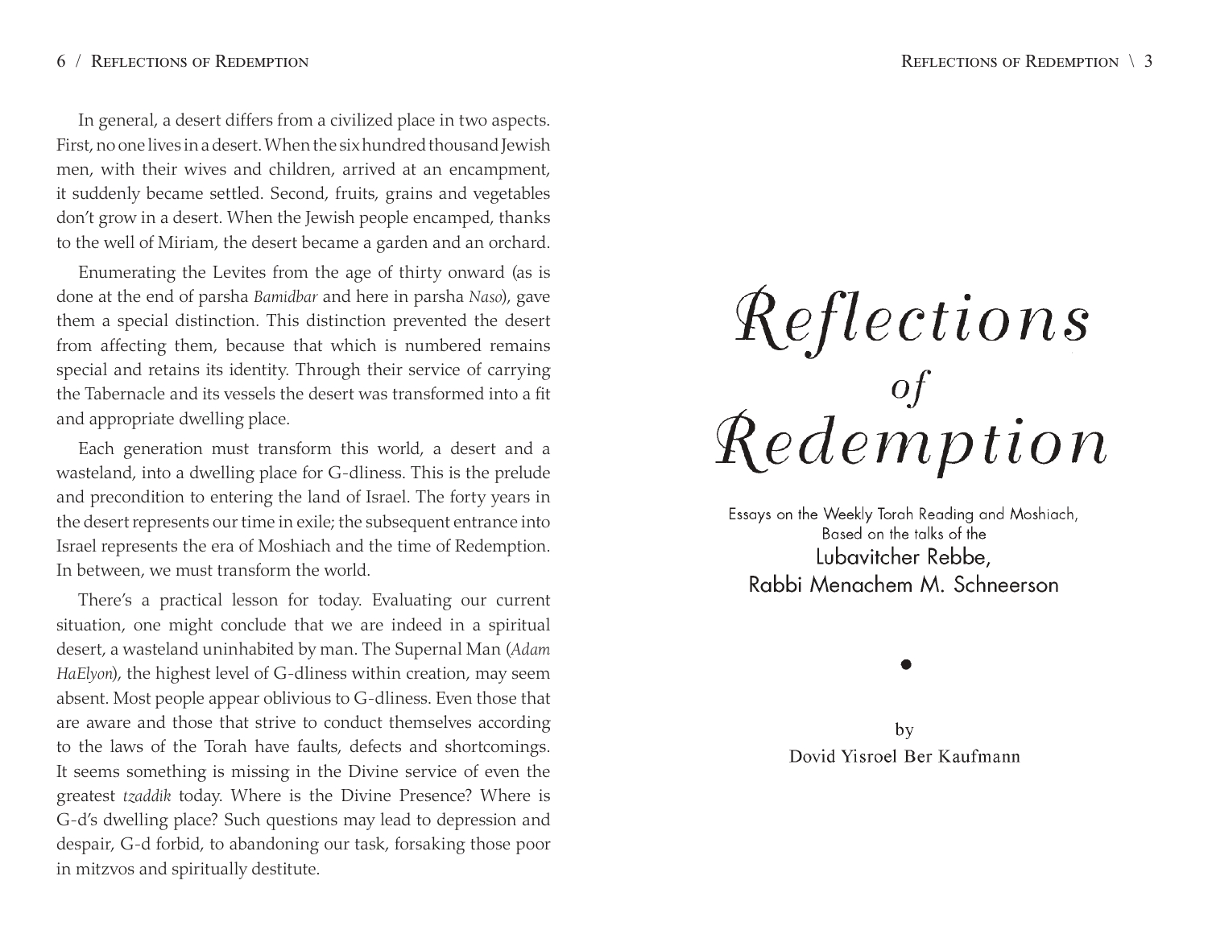In general, a desert differs from a civilized place in two aspects. First, no one lives in a desert. When the six hundred thousand Jewish men, with their wives and children, arrived at an encampment, it suddenly became settled. Second, fruits, grains and vegetables don't grow in a desert. When the Jewish people encamped, thanks to the well of Miriam, the desert became a garden and an orchard.

Enumerating the Levites from the age of thirty onward (as is done at the end of parsha *Bamidbar* and here in parsha *Naso*), gave them a special distinction. This distinction prevented the desert from affecting them, because that which is numbered remains special and retains its identity. Through their service of carrying the Tabernacle and its vessels the desert was transformed into a fit and appropriate dwelling place.

Each generation must transform this world, a desert and a wasteland, into a dwelling place for G-dliness. This is the prelude and precondition to entering the land of Israel. The forty years in the desert represents our time in exile; the subsequent entrance into Israel represents the era of Moshiach and the time of Redemption. In between, we must transform the world.

There's a practical lesson for today. Evaluating our current situation, one might conclude that we are indeed in a spiritual desert, a wasteland uninhabited by man. The Supernal Man (*Adam HaElyon*), the highest level of G-dliness within creation, may seem absent. Most people appear oblivious to G-dliness. Even those that are aware and those that strive to conduct themselves according to the laws of the Torah have faults, defects and shortcomings. It seems something is missing in the Divine service of even the greatest *tzaddik* today. Where is the Divine Presence? Where is G-d's dwelling place? Such questions may lead to depression and despair, G-d forbid, to abandoning our task, forsaking those poor in mitzvos and spiritually destitute.

# *Reflections of Redemption*

Essays on the Weekly Torah Reading and Moshiach,
Based on the talks of the
Lubavitcher Rebbe,
Rabbi Menachem M. Schneerson

by
Dovid Yisroel Ber Kaufmann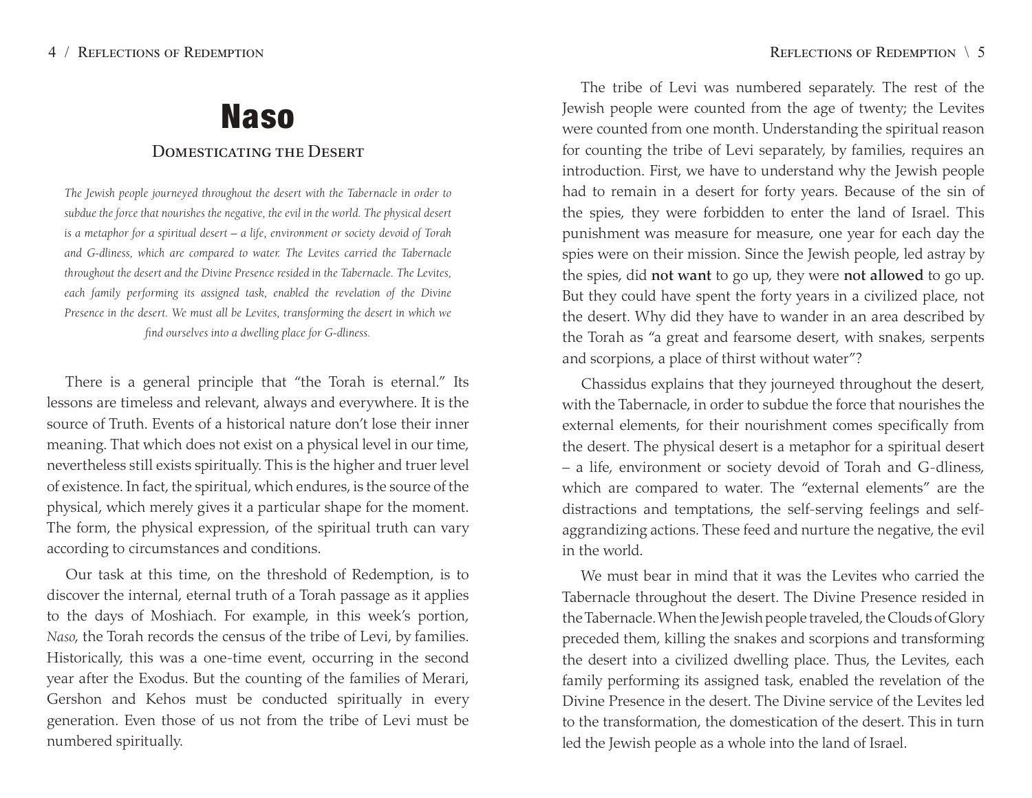# Naso

## Domesticating the Desert

*The Jewish people journeyed throughout the desert with the Tabernacle in order to subdue the force that nourishes the negative, the evil in the world. The physical desert is a metaphor for a spiritual desert – a life, environment or society devoid of Torah and G-dliness, which are compared to water. The Levites carried the Tabernacle throughout the desert and the Divine Presence resided in the Tabernacle. The Levites, each family performing its assigned task, enabled the revelation of the Divine Presence in the desert. We must all be Levites, transforming the desert in which we find ourselves into a dwelling place for G-dliness.*

There is a general principle that "the Torah is eternal." Its lessons are timeless and relevant, always and everywhere. It is the source of Truth. Events of a historical nature don't lose their inner meaning. That which does not exist on a physical level in our time, nevertheless still exists spiritually. This is the higher and truer level of existence. In fact, the spiritual, which endures, is the source of the physical, which merely gives it a particular shape for the moment. The form, the physical expression, of the spiritual truth can vary according to circumstances and conditions.

Our task at this time, on the threshold of Redemption, is to discover the internal, eternal truth of a Torah passage as it applies to the days of Moshiach. For example, in this week's portion, *Naso*, the Torah records the census of the tribe of Levi, by families. Historically, this was a one-time event, occurring in the second year after the Exodus. But the counting of the families of Merari, Gershon and Kehos must be conducted spiritually in every generation. Even those of us not from the tribe of Levi must be numbered spiritually.

The tribe of Levi was numbered separately. The rest of the Jewish people were counted from the age of twenty; the Levites were counted from one month. Understanding the spiritual reason for counting the tribe of Levi separately, by families, requires an introduction. First, we have to understand why the Jewish people had to remain in a desert for forty years. Because of the sin of the spies, they were forbidden to enter the land of Israel. This punishment was measure for measure, one year for each day the spies were on their mission. Since the Jewish people, led astray by the spies, did **not want** to go up, they were **not allowed** to go up. But they could have spent the forty years in a civilized place, not the desert. Why did they have to wander in an area described by the Torah as "a great and fearsome desert, with snakes, serpents and scorpions, a place of thirst without water"?

Chassidus explains that they journeyed throughout the desert, with the Tabernacle, in order to subdue the force that nourishes the external elements, for their nourishment comes specifically from the desert. The physical desert is a metaphor for a spiritual desert – a life, environment or society devoid of Torah and G-dliness, which are compared to water. The "external elements" are the distractions and temptations, the self-serving feelings and self-aggrandizing actions. These feed and nurture the negative, the evil in the world.

We must bear in mind that it was the Levites who carried the Tabernacle throughout the desert. The Divine Presence resided in the Tabernacle. When the Jewish people traveled, the Clouds of Glory preceded them, killing the snakes and scorpions and transforming the desert into a civilized dwelling place. Thus, the Levites, each family performing its assigned task, enabled the revelation of the Divine Presence in the desert. The Divine service of the Levites led to the transformation, the domestication of the desert. This in turn led the Jewish people as a whole into the land of Israel.